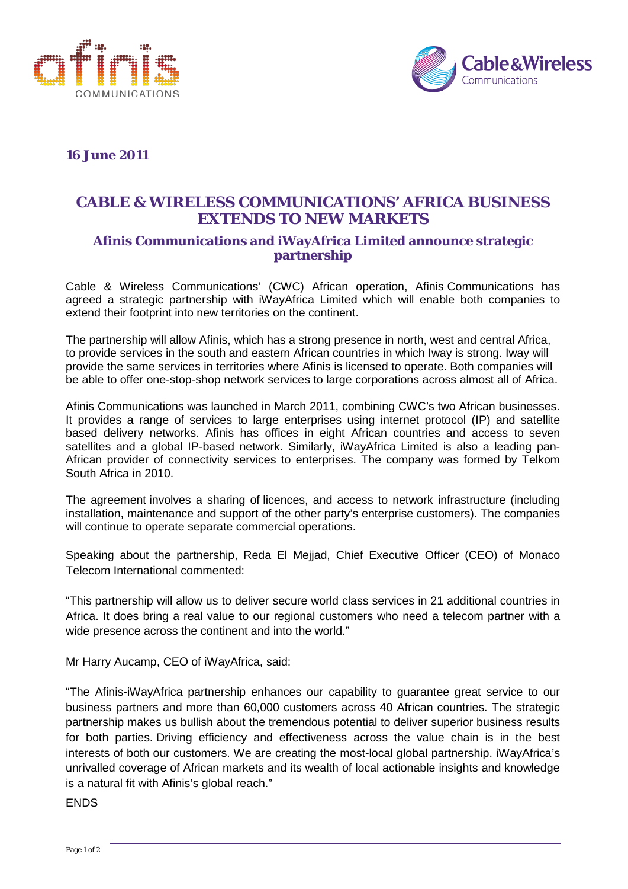**16 June 2011**

# CABLE & WIRELESS COMMUNICATIONS' AFRICA BUSINESS EXTENDS TO NEW MARKETS

## Afinis Communications and iWayAfrica Limited announce strategic partnership

Cable & Wireless Communications' (CWC) African operation, Afinis Communications has agreed a strategic partnership with iWayAfrica Limited which will enable both companies to extend their footprint into new territories on the continent.

The partnership will allow Afinis, which has a strong presence in north, west and central Africa, to provide services in the south and eastern African countries in which Iway is strong. Iway will provide the same services in territories where Afinis is licensed to operate. Both companies will be able to offer one-stop-shop network services to large corporations across almost all of Africa.

Afinis Communications was launched in March 2011, combining CWC's two African businesses. It provides a range of services to large enterprises using internet protocol (IP) and satellite based delivery networks. Afinis has offices in eight African countries and access to seven satellites and a global IP-based network. Similarly, iWayAfrica Limited is also a leading pan-African provider of connectivity services to enterprises. The company was formed by Telkom South Africa in 2010.

The agreement involves a sharing of licences, and access to network infrastructure (including installation, maintenance and support of the other party's enterprise customers). The companies will continue to operate separate commercial operations.

Speaking about the partnership, Reda El Mejjad, Chief Executive Officer (CEO) of Monaco Telecom International commented:

"This partnership will allow us to deliver secure world class services in 21 additional countries in Africa. It does bring a real value to our regional customers who need a telecom partner with a wide presence across the continent and into the world."

Mr Harry Aucamp, CEO of iWayAfrica, said:

"The Afinis-iWayAfrica partnership enhances our capability to guarantee great service to our business partners and more than 60,000 customers across 40 African countries. The strategic partnership makes us bullish about the tremendous potential to deliver superior business results for both parties. Driving efficiency and effectiveness across the value chain is in the best interests of both our customers. We are creating the most-local global partnership. iWayAfrica's unrivalled coverage of African markets and its wealth of local actionable insights and knowledge is a natural fit with Afinis's global reach."

ENDS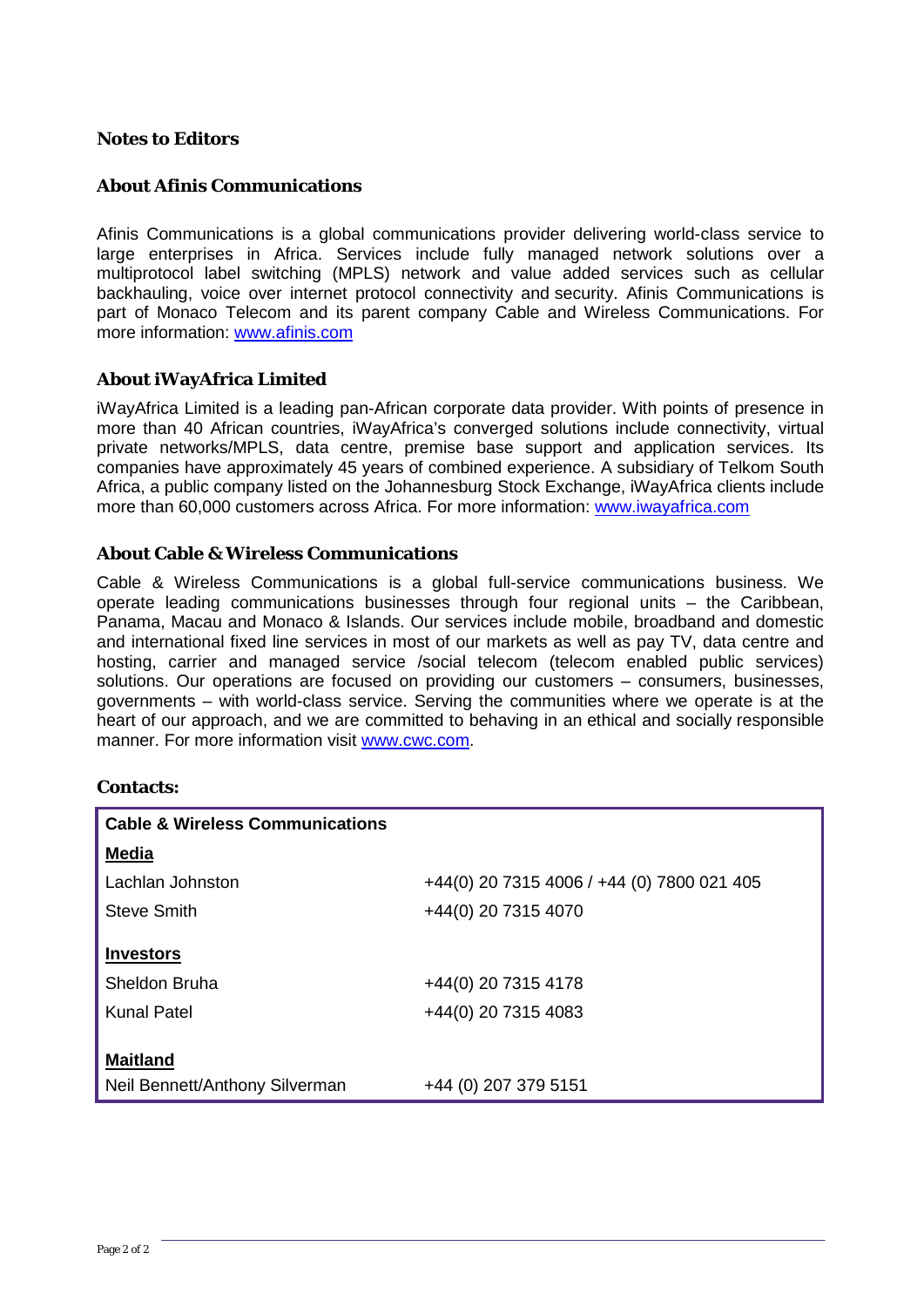**Notes to Editors**

**About Afinis Communications**

Afinis Communications is a global communications provider delivering world-class service to large enterprises in Africa. Services include fully managed network solutions over a multiprotocol label switching (MPLS) network and value added services such as cellular backhauling, voice over internet protocol connectivity and security. Afinis Communications is part of Monaco Telecom and its parent company Cable and Wireless Communications. For more information: [www.afinis.com](http://www.afinis.com)

**About iWayAfrica Limited**

iWayAfrica Limited is a leading pan-African corporate data provider. With points of presence in more than 40 African countries, iWayAfrica's converged solutions include connectivity, virtual private networks/MPLS, data centre, premise base support and application services. Its companies have approximately 45 years of combined experience. A subsidiary of Telkom South Africa, a public company listed on the Johannesburg Stock Exchange, iWayAfrica clients include more than 60,000 customers across Africa. For more information: [www.iwayafrica.com](http://www.iwayafrica.com)

**About Cable & Wireless Communications**

Cable & Wireless Communications is a global full-service communications business. We operate leading communications businesses through four regional units – the Caribbean, Panama, Macau and Monaco & Islands. Our services include mobile, broadband and domestic and international fixed line services in most of our markets as well as pay TV, data centre and hosting, carrier and managed service /social telecom (telecom enabled public services) solutions. Our operations are focused on providing our customers – consumers, businesses, governments – with world-class service. Serving the communities where we operate is at the heart of our approach, and we are committed to behaving in an ethical and socially responsible manner. For more information visit [www.cwc.com](http://www.cwc.com).

**Contacts:**

| **Cable & Wireless Communications** | |
|---|---|
| **Media** | |
| Lachlan Johnston | +44(0) 20 7315 4006 / +44 (0) 7800 021 405 |
| Steve Smith | +44(0) 20 7315 4070 |
| **Investors** | |
| Sheldon Bruha | +44(0) 20 7315 4178 |
| Kunal Patel | +44(0) 20 7315 4083 |
| **Maitland** | |
| Neil Bennett/Anthony Silverman | +44 (0) 207 379 5151 |